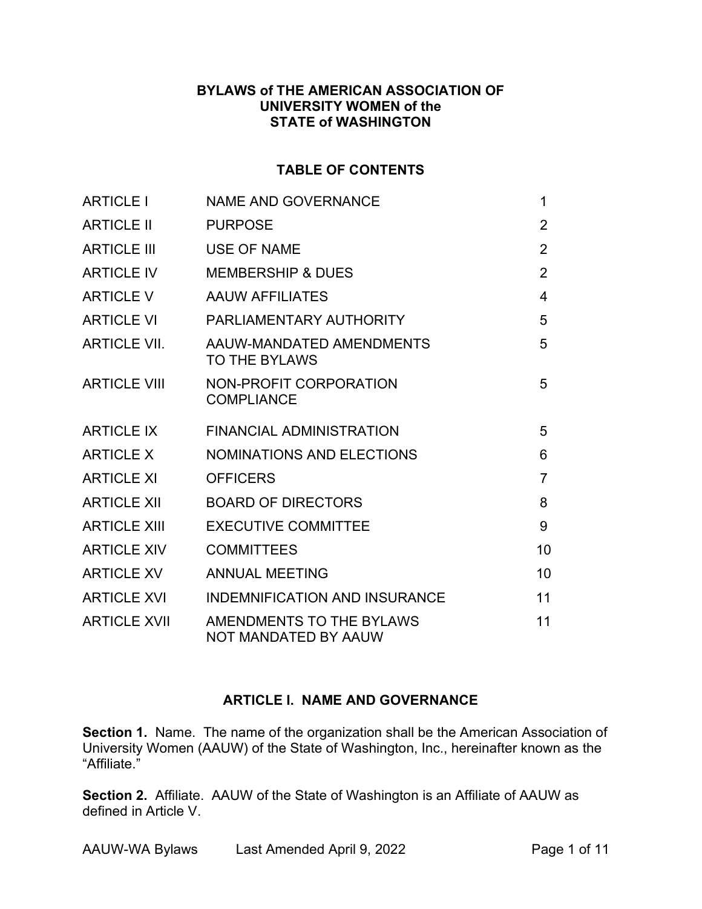# BYLAWS of THE AMERICAN ASSOCIATION OF UNIVERSITY WOMEN of the STATE of WASHINGTON

## TABLE OF CONTENTS

| | | |
|---|---|---|
| ARTICLE I | NAME AND GOVERNANCE | 1 |
| ARTICLE II | PURPOSE | 2 |
| ARTICLE III | USE OF NAME | 2 |
| ARTICLE IV | MEMBERSHIP & DUES | 2 |
| ARTICLE V | AAUW AFFILIATES | 4 |
| ARTICLE VI | PARLIAMENTARY AUTHORITY | 5 |
| ARTICLE VII. | AAUW-MANDATED AMENDMENTS TO THE BYLAWS | 5 |
| ARTICLE VIII | NON-PROFIT CORPORATION COMPLIANCE | 5 |
| ARTICLE IX | FINANCIAL ADMINISTRATION | 5 |
| ARTICLE X | NOMINATIONS AND ELECTIONS | 6 |
| ARTICLE XI | OFFICERS | 7 |
| ARTICLE XII | BOARD OF DIRECTORS | 8 |
| ARTICLE XIII | EXECUTIVE COMMITTEE | 9 |
| ARTICLE XIV | COMMITTEES | 10 |
| ARTICLE XV | ANNUAL MEETING | 10 |
| ARTICLE XVI | INDEMNIFICATION AND INSURANCE | 11 |
| ARTICLE XVII | AMENDMENTS TO THE BYLAWS NOT MANDATED BY AAUW | 11 |

## ARTICLE I. NAME AND GOVERNANCE

**Section 1.** Name. The name of the organization shall be the American Association of University Women (AAUW) of the State of Washington, Inc., hereinafter known as the "Affiliate."

**Section 2.** Affiliate. AAUW of the State of Washington is an Affiliate of AAUW as defined in Article V.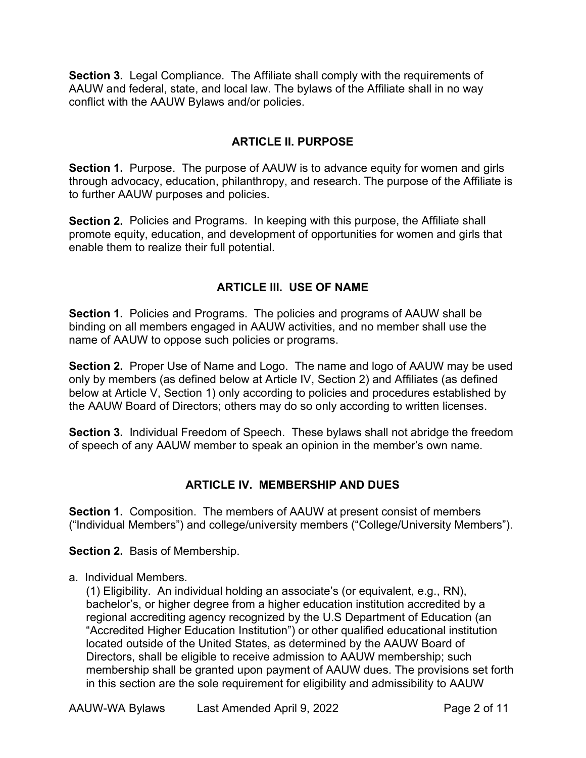**Section 3.** Legal Compliance. The Affiliate shall comply with the requirements of AAUW and federal, state, and local law. The bylaws of the Affiliate shall in no way conflict with the AAUW Bylaws and/or policies.

## ARTICLE II. PURPOSE

**Section 1.** Purpose. The purpose of AAUW is to advance equity for women and girls through advocacy, education, philanthropy, and research. The purpose of the Affiliate is to further AAUW purposes and policies.

**Section 2.** Policies and Programs. In keeping with this purpose, the Affiliate shall promote equity, education, and development of opportunities for women and girls that enable them to realize their full potential.

## ARTICLE III. USE OF NAME

**Section 1.** Policies and Programs. The policies and programs of AAUW shall be binding on all members engaged in AAUW activities, and no member shall use the name of AAUW to oppose such policies or programs.

**Section 2.** Proper Use of Name and Logo. The name and logo of AAUW may be used only by members (as defined below at Article IV, Section 2) and Affiliates (as defined below at Article V, Section 1) only according to policies and procedures established by the AAUW Board of Directors; others may do so only according to written licenses.

**Section 3.** Individual Freedom of Speech. These bylaws shall not abridge the freedom of speech of any AAUW member to speak an opinion in the member's own name.

## ARTICLE IV. MEMBERSHIP AND DUES

**Section 1.** Composition. The members of AAUW at present consist of members ("Individual Members") and college/university members ("College/University Members").

**Section 2.** Basis of Membership.

a. Individual Members.

(1) Eligibility. An individual holding an associate's (or equivalent, e.g., RN), bachelor's, or higher degree from a higher education institution accredited by a regional accrediting agency recognized by the U.S Department of Education (an "Accredited Higher Education Institution") or other qualified educational institution located outside of the United States, as determined by the AAUW Board of Directors, shall be eligible to receive admission to AAUW membership; such membership shall be granted upon payment of AAUW dues. The provisions set forth in this section are the sole requirement for eligibility and admissibility to AAUW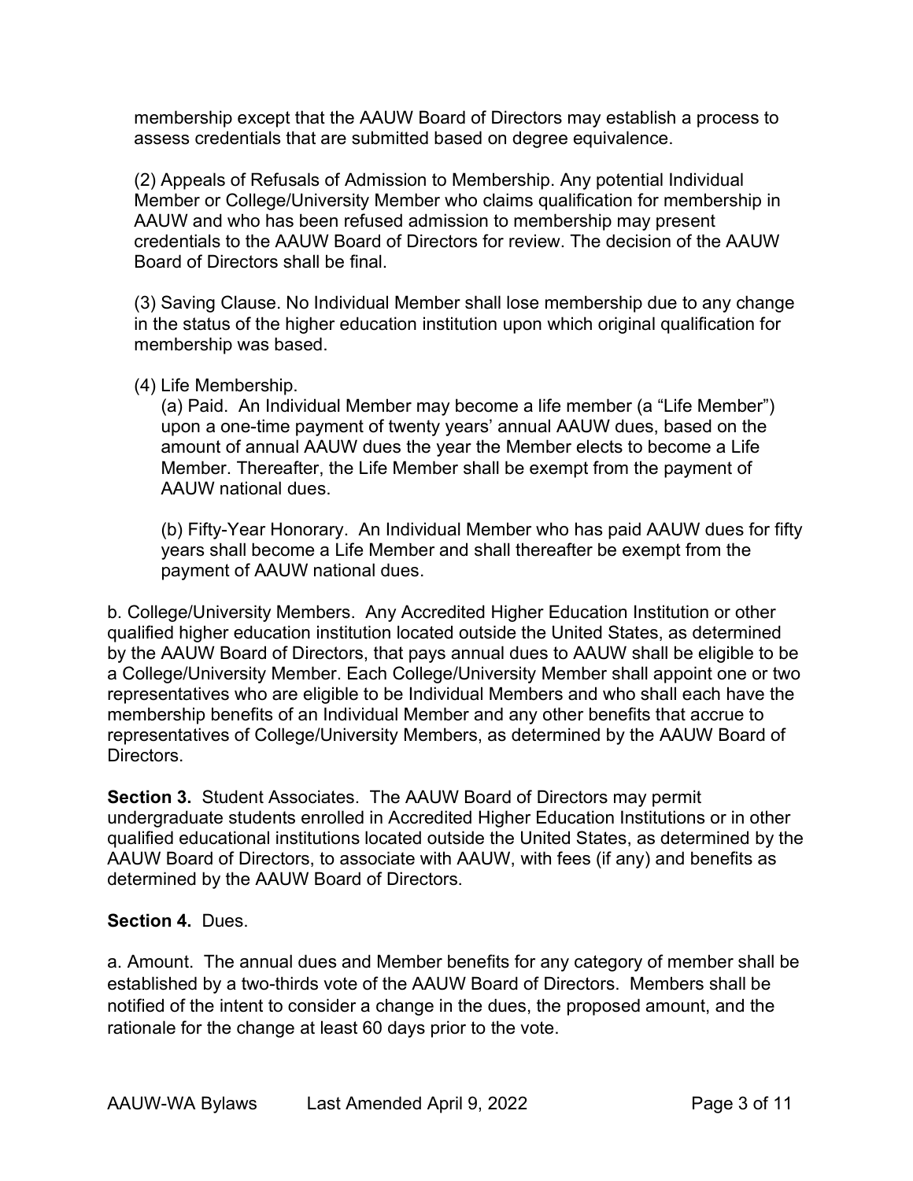membership except that the AAUW Board of Directors may establish a process to assess credentials that are submitted based on degree equivalence.

(2) Appeals of Refusals of Admission to Membership. Any potential Individual Member or College/University Member who claims qualification for membership in AAUW and who has been refused admission to membership may present credentials to the AAUW Board of Directors for review. The decision of the AAUW Board of Directors shall be final.

(3) Saving Clause. No Individual Member shall lose membership due to any change in the status of the higher education institution upon which original qualification for membership was based.

(4) Life Membership.

(a) Paid. An Individual Member may become a life member (a "Life Member") upon a one-time payment of twenty years' annual AAUW dues, based on the amount of annual AAUW dues the year the Member elects to become a Life Member. Thereafter, the Life Member shall be exempt from the payment of AAUW national dues.

(b) Fifty-Year Honorary. An Individual Member who has paid AAUW dues for fifty years shall become a Life Member and shall thereafter be exempt from the payment of AAUW national dues.

b. College/University Members. Any Accredited Higher Education Institution or other qualified higher education institution located outside the United States, as determined by the AAUW Board of Directors, that pays annual dues to AAUW shall be eligible to be a College/University Member. Each College/University Member shall appoint one or two representatives who are eligible to be Individual Members and who shall each have the membership benefits of an Individual Member and any other benefits that accrue to representatives of College/University Members, as determined by the AAUW Board of Directors.

**Section 3.** Student Associates. The AAUW Board of Directors may permit undergraduate students enrolled in Accredited Higher Education Institutions or in other qualified educational institutions located outside the United States, as determined by the AAUW Board of Directors, to associate with AAUW, with fees (if any) and benefits as determined by the AAUW Board of Directors.

**Section 4.** Dues.

a. Amount. The annual dues and Member benefits for any category of member shall be established by a two-thirds vote of the AAUW Board of Directors. Members shall be notified of the intent to consider a change in the dues, the proposed amount, and the rationale for the change at least 60 days prior to the vote.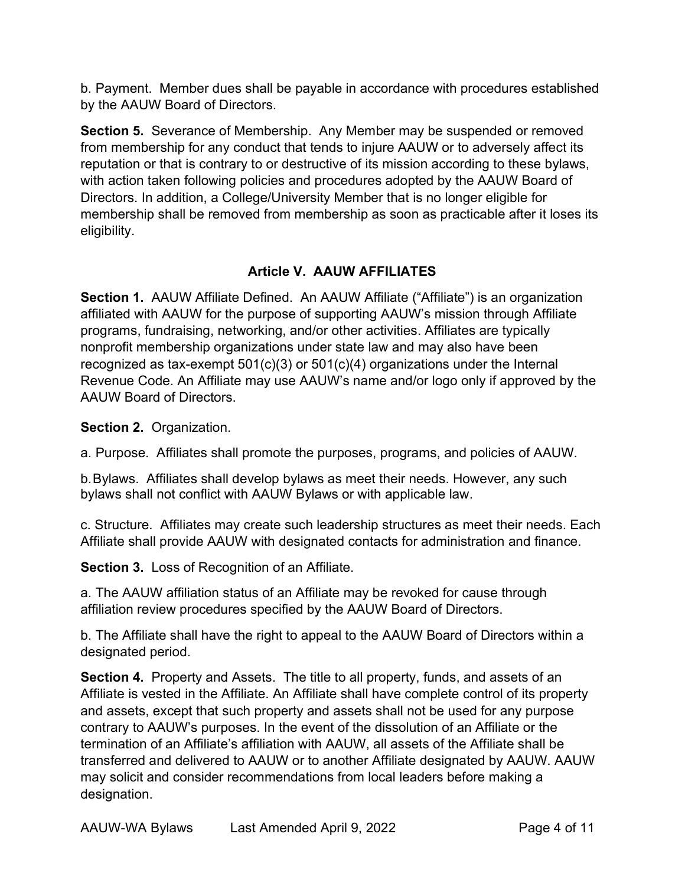b. Payment. Member dues shall be payable in accordance with procedures established by the AAUW Board of Directors.

**Section 5.** Severance of Membership. Any Member may be suspended or removed from membership for any conduct that tends to injure AAUW or to adversely affect its reputation or that is contrary to or destructive of its mission according to these bylaws, with action taken following policies and procedures adopted by the AAUW Board of Directors. In addition, a College/University Member that is no longer eligible for membership shall be removed from membership as soon as practicable after it loses its eligibility.

## Article V. AAUW AFFILIATES

**Section 1.** AAUW Affiliate Defined. An AAUW Affiliate ("Affiliate") is an organization affiliated with AAUW for the purpose of supporting AAUW's mission through Affiliate programs, fundraising, networking, and/or other activities. Affiliates are typically nonprofit membership organizations under state law and may also have been recognized as tax-exempt 501(c)(3) or 501(c)(4) organizations under the Internal Revenue Code. An Affiliate may use AAUW's name and/or logo only if approved by the AAUW Board of Directors.

**Section 2.** Organization.

a. Purpose. Affiliates shall promote the purposes, programs, and policies of AAUW.

b. Bylaws. Affiliates shall develop bylaws as meet their needs. However, any such bylaws shall not conflict with AAUW Bylaws or with applicable law.

c. Structure. Affiliates may create such leadership structures as meet their needs. Each Affiliate shall provide AAUW with designated contacts for administration and finance.

**Section 3.** Loss of Recognition of an Affiliate.

a. The AAUW affiliation status of an Affiliate may be revoked for cause through affiliation review procedures specified by the AAUW Board of Directors.

b. The Affiliate shall have the right to appeal to the AAUW Board of Directors within a designated period.

**Section 4.** Property and Assets. The title to all property, funds, and assets of an Affiliate is vested in the Affiliate. An Affiliate shall have complete control of its property and assets, except that such property and assets shall not be used for any purpose contrary to AAUW's purposes. In the event of the dissolution of an Affiliate or the termination of an Affiliate's affiliation with AAUW, all assets of the Affiliate shall be transferred and delivered to AAUW or to another Affiliate designated by AAUW. AAUW may solicit and consider recommendations from local leaders before making a designation.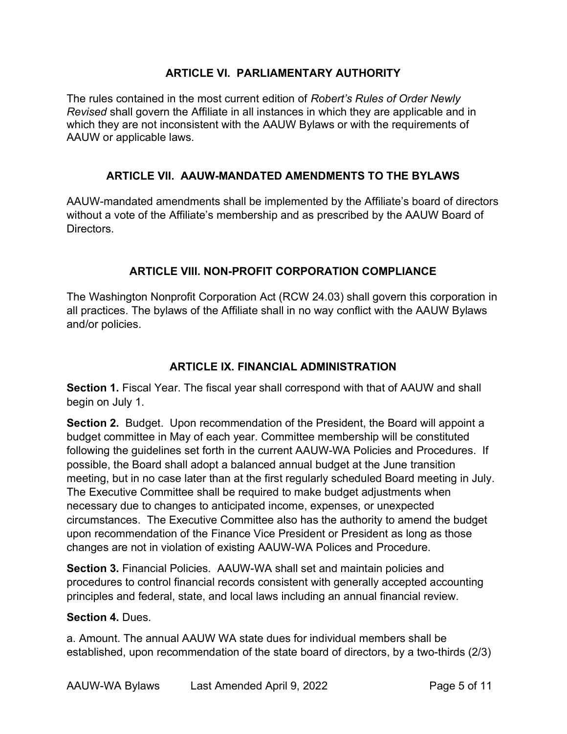## ARTICLE VI. PARLIAMENTARY AUTHORITY

The rules contained in the most current edition of *Robert's Rules of Order Newly Revised* shall govern the Affiliate in all instances in which they are applicable and in which they are not inconsistent with the AAUW Bylaws or with the requirements of AAUW or applicable laws.

## ARTICLE VII. AAUW-MANDATED AMENDMENTS TO THE BYLAWS

AAUW-mandated amendments shall be implemented by the Affiliate's board of directors without a vote of the Affiliate's membership and as prescribed by the AAUW Board of Directors.

## ARTICLE VIII. NON-PROFIT CORPORATION COMPLIANCE

The Washington Nonprofit Corporation Act (RCW 24.03) shall govern this corporation in all practices. The bylaws of the Affiliate shall in no way conflict with the AAUW Bylaws and/or policies.

## ARTICLE IX. FINANCIAL ADMINISTRATION

**Section 1.** Fiscal Year. The fiscal year shall correspond with that of AAUW and shall begin on July 1.

**Section 2.** Budget. Upon recommendation of the President, the Board will appoint a budget committee in May of each year. Committee membership will be constituted following the guidelines set forth in the current AAUW-WA Policies and Procedures. If possible, the Board shall adopt a balanced annual budget at the June transition meeting, but in no case later than at the first regularly scheduled Board meeting in July. The Executive Committee shall be required to make budget adjustments when necessary due to changes to anticipated income, expenses, or unexpected circumstances. The Executive Committee also has the authority to amend the budget upon recommendation of the Finance Vice President or President as long as those changes are not in violation of existing AAUW-WA Polices and Procedure.

**Section 3.** Financial Policies. AAUW-WA shall set and maintain policies and procedures to control financial records consistent with generally accepted accounting principles and federal, state, and local laws including an annual financial review.

**Section 4.** Dues.

a. Amount. The annual AAUW WA state dues for individual members shall be established, upon recommendation of the state board of directors, by a two-thirds (2/3)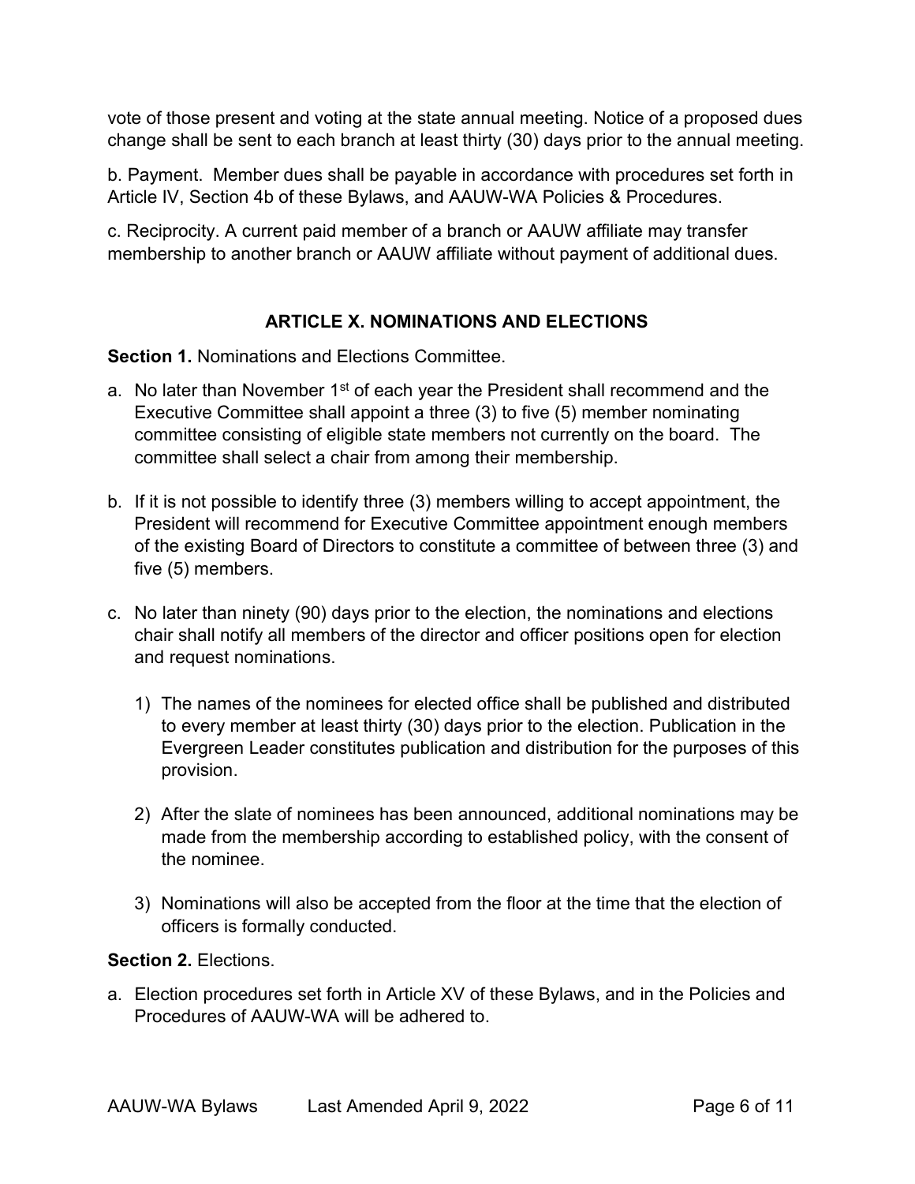vote of those present and voting at the state annual meeting. Notice of a proposed dues change shall be sent to each branch at least thirty (30) days prior to the annual meeting.

b. Payment. Member dues shall be payable in accordance with procedures set forth in Article IV, Section 4b of these Bylaws, and AAUW-WA Policies & Procedures.

c. Reciprocity. A current paid member of a branch or AAUW affiliate may transfer membership to another branch or AAUW affiliate without payment of additional dues.

## ARTICLE X. NOMINATIONS AND ELECTIONS

**Section 1.** Nominations and Elections Committee.

a. No later than November 1st of each year the President shall recommend and the Executive Committee shall appoint a three (3) to five (5) member nominating committee consisting of eligible state members not currently on the board. The committee shall select a chair from among their membership.

b. If it is not possible to identify three (3) members willing to accept appointment, the President will recommend for Executive Committee appointment enough members of the existing Board of Directors to constitute a committee of between three (3) and five (5) members.

c. No later than ninety (90) days prior to the election, the nominations and elections chair shall notify all members of the director and officer positions open for election and request nominations.

   1) The names of the nominees for elected office shall be published and distributed to every member at least thirty (30) days prior to the election. Publication in the Evergreen Leader constitutes publication and distribution for the purposes of this provision.

   2) After the slate of nominees has been announced, additional nominations may be made from the membership according to established policy, with the consent of the nominee.

   3) Nominations will also be accepted from the floor at the time that the election of officers is formally conducted.

**Section 2.** Elections.

a. Election procedures set forth in Article XV of these Bylaws, and in the Policies and Procedures of AAUW-WA will be adhered to.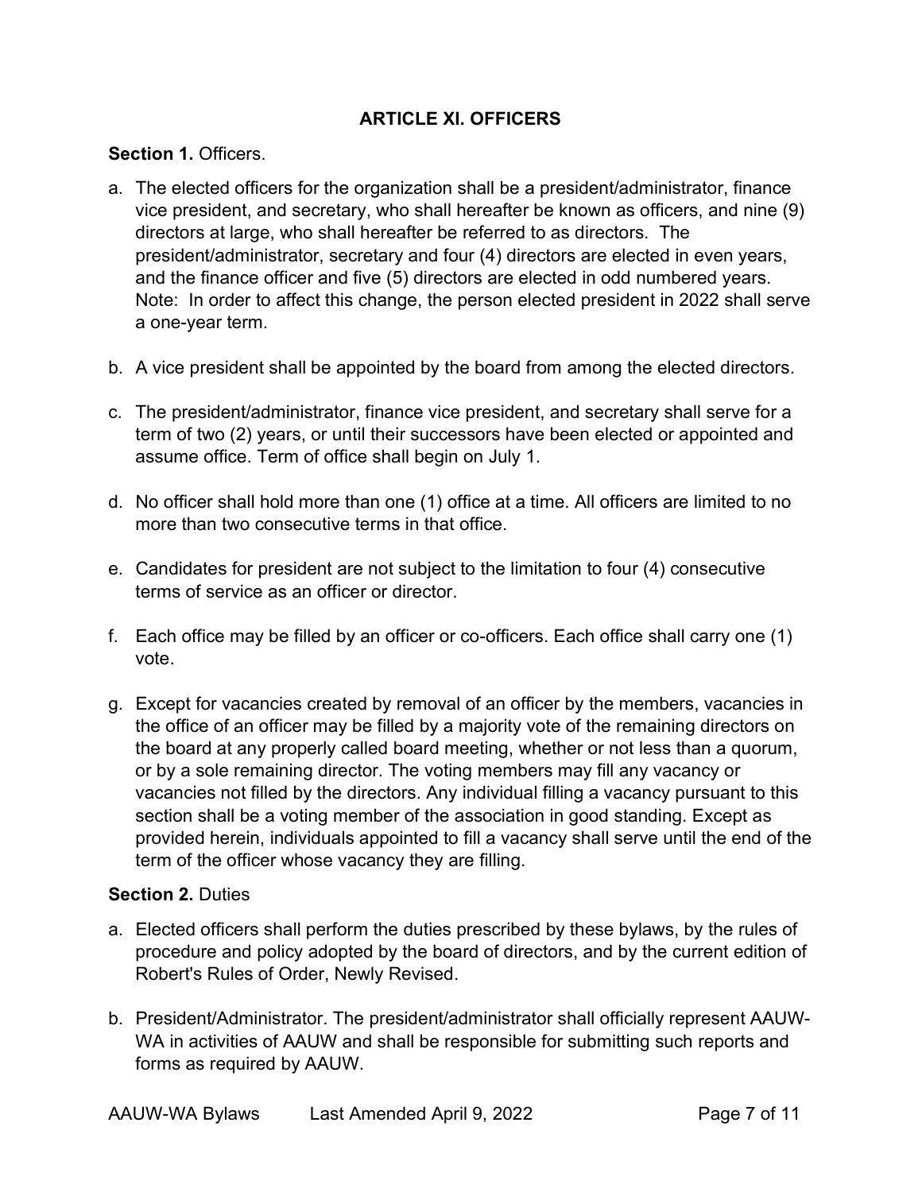## ARTICLE XI. OFFICERS

**Section 1.** Officers.

a. The elected officers for the organization shall be a president/administrator, finance vice president, and secretary, who shall hereafter be known as officers, and nine (9) directors at large, who shall hereafter be referred to as directors. The president/administrator, secretary and four (4) directors are elected in even years, and the finance officer and five (5) directors are elected in odd numbered years. Note: In order to affect this change, the person elected president in 2022 shall serve a one-year term.

b. A vice president shall be appointed by the board from among the elected directors.

c. The president/administrator, finance vice president, and secretary shall serve for a term of two (2) years, or until their successors have been elected or appointed and assume office. Term of office shall begin on July 1.

d. No officer shall hold more than one (1) office at a time. All officers are limited to no more than two consecutive terms in that office.

e. Candidates for president are not subject to the limitation to four (4) consecutive terms of service as an officer or director.

f. Each office may be filled by an officer or co-officers. Each office shall carry one (1) vote.

g. Except for vacancies created by removal of an officer by the members, vacancies in the office of an officer may be filled by a majority vote of the remaining directors on the board at any properly called board meeting, whether or not less than a quorum, or by a sole remaining director. The voting members may fill any vacancy or vacancies not filled by the directors. Any individual filling a vacancy pursuant to this section shall be a voting member of the association in good standing. Except as provided herein, individuals appointed to fill a vacancy shall serve until the end of the term of the officer whose vacancy they are filling.

**Section 2.** Duties

a. Elected officers shall perform the duties prescribed by these bylaws, by the rules of procedure and policy adopted by the board of directors, and by the current edition of Robert's Rules of Order, Newly Revised.

b. President/Administrator. The president/administrator shall officially represent AAUW-WA in activities of AAUW and shall be responsible for submitting such reports and forms as required by AAUW.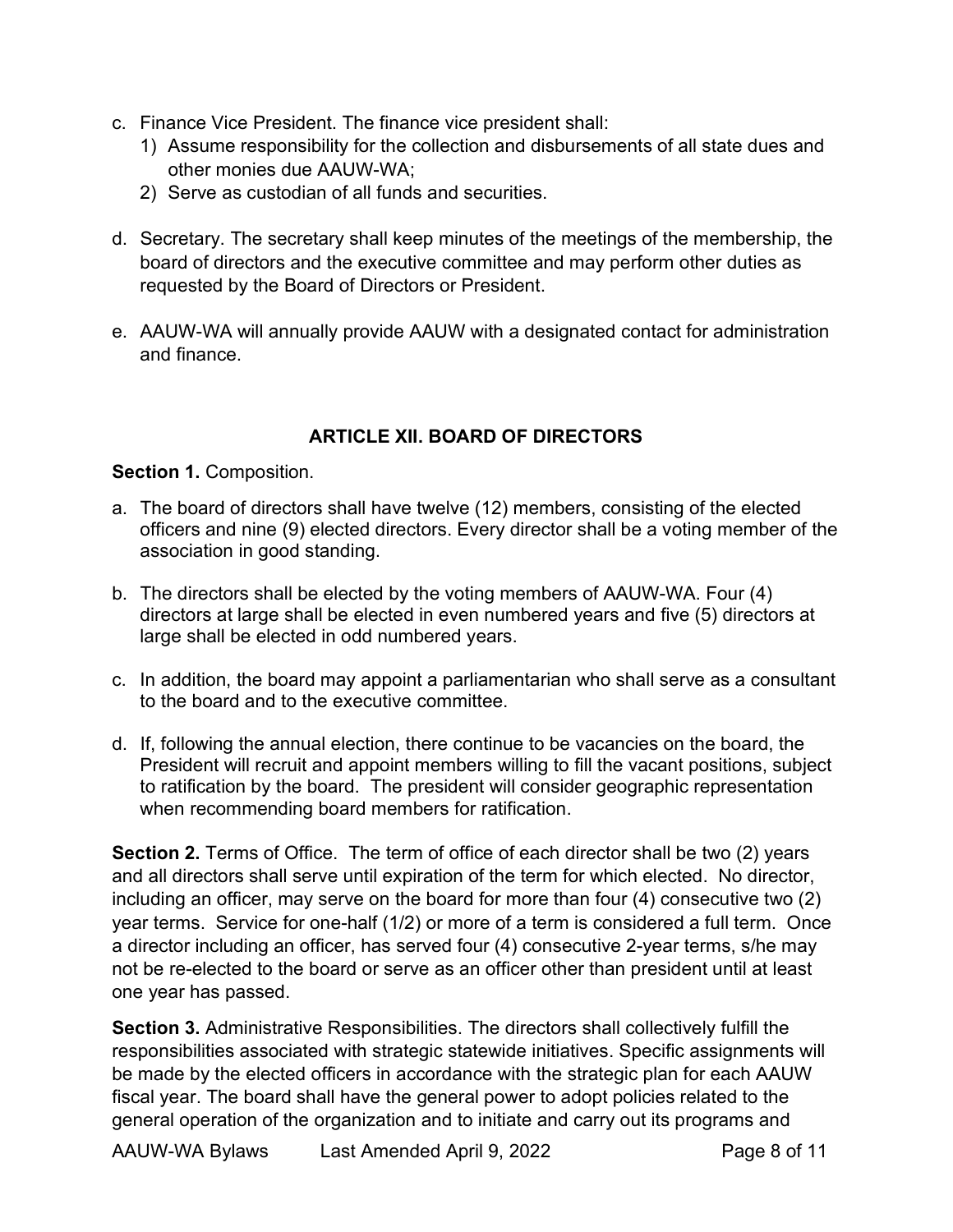c. Finance Vice President. The finance vice president shall:
   1) Assume responsibility for the collection and disbursements of all state dues and other monies due AAUW-WA;
   2) Serve as custodian of all funds and securities.

d. Secretary. The secretary shall keep minutes of the meetings of the membership, the board of directors and the executive committee and may perform other duties as requested by the Board of Directors or President.

e. AAUW-WA will annually provide AAUW with a designated contact for administration and finance.

## ARTICLE XII. BOARD OF DIRECTORS

**Section 1.** Composition.

a. The board of directors shall have twelve (12) members, consisting of the elected officers and nine (9) elected directors. Every director shall be a voting member of the association in good standing.

b. The directors shall be elected by the voting members of AAUW-WA. Four (4) directors at large shall be elected in even numbered years and five (5) directors at large shall be elected in odd numbered years.

c. In addition, the board may appoint a parliamentarian who shall serve as a consultant to the board and to the executive committee.

d. If, following the annual election, there continue to be vacancies on the board, the President will recruit and appoint members willing to fill the vacant positions, subject to ratification by the board. The president will consider geographic representation when recommending board members for ratification.

**Section 2.** Terms of Office. The term of office of each director shall be two (2) years and all directors shall serve until expiration of the term for which elected. No director, including an officer, may serve on the board for more than four (4) consecutive two (2) year terms. Service for one-half (1/2) or more of a term is considered a full term. Once a director including an officer, has served four (4) consecutive 2-year terms, s/he may not be re-elected to the board or serve as an officer other than president until at least one year has passed.

**Section 3.** Administrative Responsibilities. The directors shall collectively fulfill the responsibilities associated with strategic statewide initiatives. Specific assignments will be made by the elected officers in accordance with the strategic plan for each AAUW fiscal year. The board shall have the general power to adopt policies related to the general operation of the organization and to initiate and carry out its programs and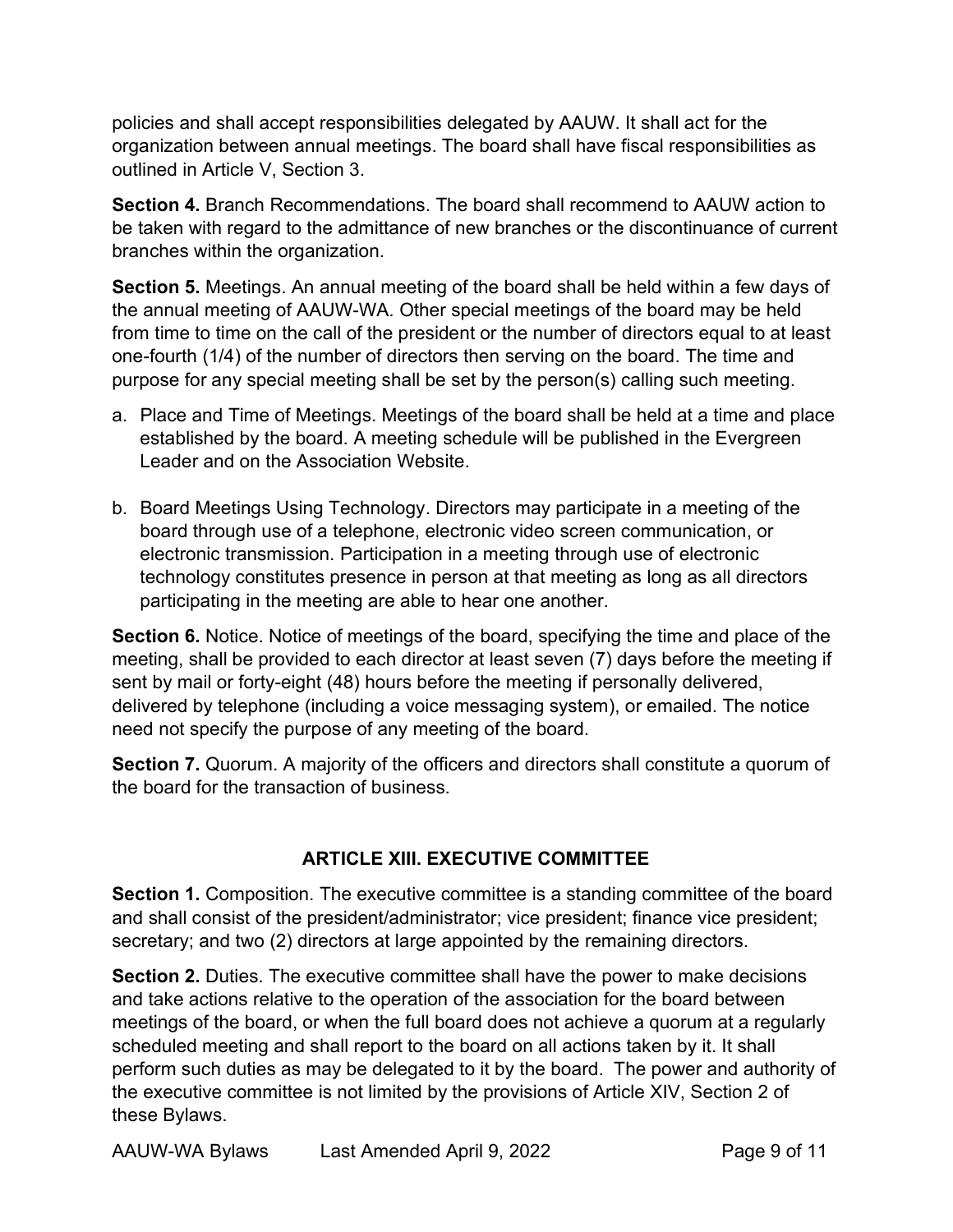policies and shall accept responsibilities delegated by AAUW. It shall act for the organization between annual meetings. The board shall have fiscal responsibilities as outlined in Article V, Section 3.

**Section 4.** Branch Recommendations. The board shall recommend to AAUW action to be taken with regard to the admittance of new branches or the discontinuance of current branches within the organization.

**Section 5.** Meetings. An annual meeting of the board shall be held within a few days of the annual meeting of AAUW-WA. Other special meetings of the board may be held from time to time on the call of the president or the number of directors equal to at least one-fourth (1/4) of the number of directors then serving on the board. The time and purpose for any special meeting shall be set by the person(s) calling such meeting.

a. Place and Time of Meetings. Meetings of the board shall be held at a time and place established by the board. A meeting schedule will be published in the Evergreen Leader and on the Association Website.

b. Board Meetings Using Technology. Directors may participate in a meeting of the board through use of a telephone, electronic video screen communication, or electronic transmission. Participation in a meeting through use of electronic technology constitutes presence in person at that meeting as long as all directors participating in the meeting are able to hear one another.

**Section 6.** Notice. Notice of meetings of the board, specifying the time and place of the meeting, shall be provided to each director at least seven (7) days before the meeting if sent by mail or forty-eight (48) hours before the meeting if personally delivered, delivered by telephone (including a voice messaging system), or emailed. The notice need not specify the purpose of any meeting of the board.

**Section 7.** Quorum. A majority of the officers and directors shall constitute a quorum of the board for the transaction of business.

## ARTICLE XIII. EXECUTIVE COMMITTEE

**Section 1.** Composition. The executive committee is a standing committee of the board and shall consist of the president/administrator; vice president; finance vice president; secretary; and two (2) directors at large appointed by the remaining directors.

**Section 2.** Duties. The executive committee shall have the power to make decisions and take actions relative to the operation of the association for the board between meetings of the board, or when the full board does not achieve a quorum at a regularly scheduled meeting and shall report to the board on all actions taken by it. It shall perform such duties as may be delegated to it by the board. The power and authority of the executive committee is not limited by the provisions of Article XIV, Section 2 of these Bylaws.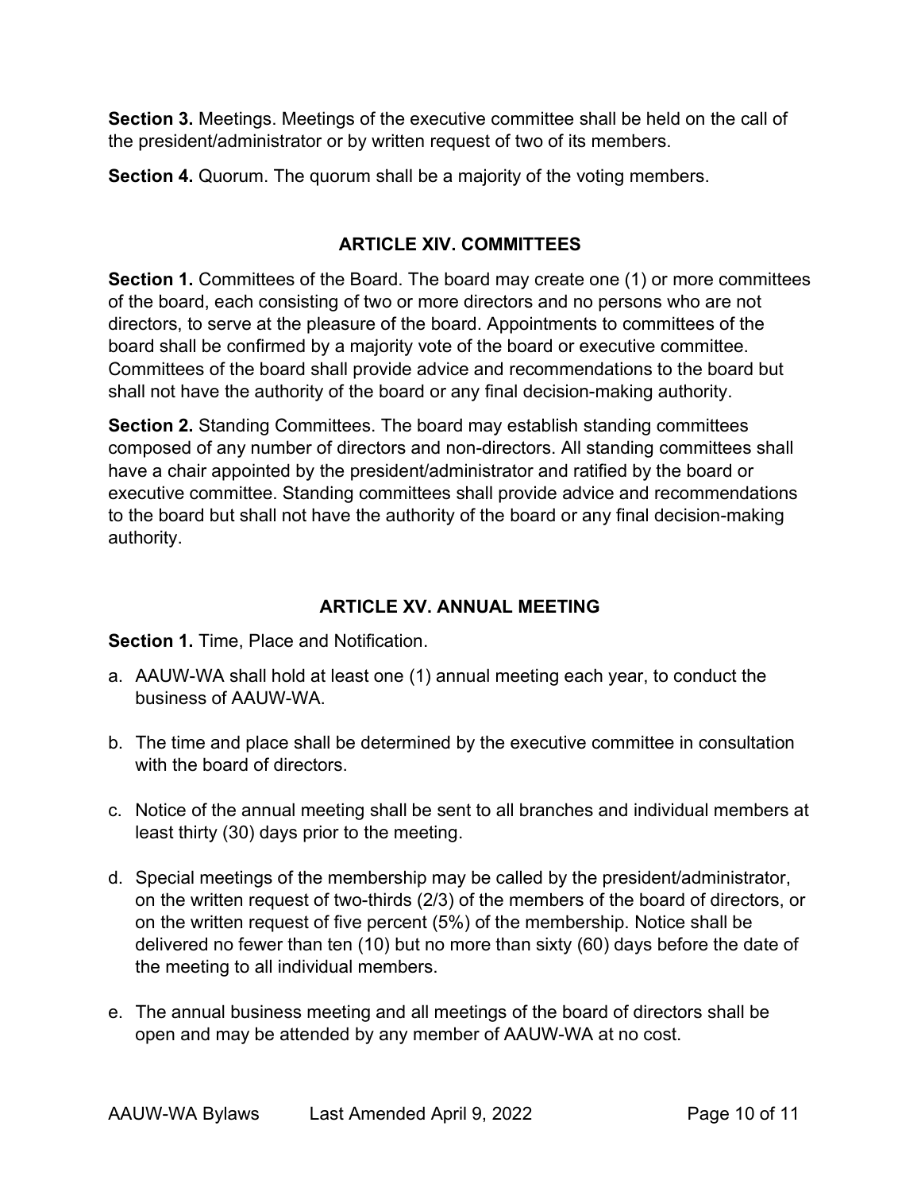**Section 3.** Meetings. Meetings of the executive committee shall be held on the call of the president/administrator or by written request of two of its members.

**Section 4.** Quorum. The quorum shall be a majority of the voting members.

## ARTICLE XIV. COMMITTEES

**Section 1.** Committees of the Board. The board may create one (1) or more committees of the board, each consisting of two or more directors and no persons who are not directors, to serve at the pleasure of the board. Appointments to committees of the board shall be confirmed by a majority vote of the board or executive committee. Committees of the board shall provide advice and recommendations to the board but shall not have the authority of the board or any final decision-making authority.

**Section 2.** Standing Committees. The board may establish standing committees composed of any number of directors and non-directors. All standing committees shall have a chair appointed by the president/administrator and ratified by the board or executive committee. Standing committees shall provide advice and recommendations to the board but shall not have the authority of the board or any final decision-making authority.

## ARTICLE XV. ANNUAL MEETING

**Section 1.** Time, Place and Notification.

a. AAUW-WA shall hold at least one (1) annual meeting each year, to conduct the business of AAUW-WA.

b. The time and place shall be determined by the executive committee in consultation with the board of directors.

c. Notice of the annual meeting shall be sent to all branches and individual members at least thirty (30) days prior to the meeting.

d. Special meetings of the membership may be called by the president/administrator, on the written request of two-thirds (2/3) of the members of the board of directors, or on the written request of five percent (5%) of the membership. Notice shall be delivered no fewer than ten (10) but no more than sixty (60) days before the date of the meeting to all individual members.

e. The annual business meeting and all meetings of the board of directors shall be open and may be attended by any member of AAUW-WA at no cost.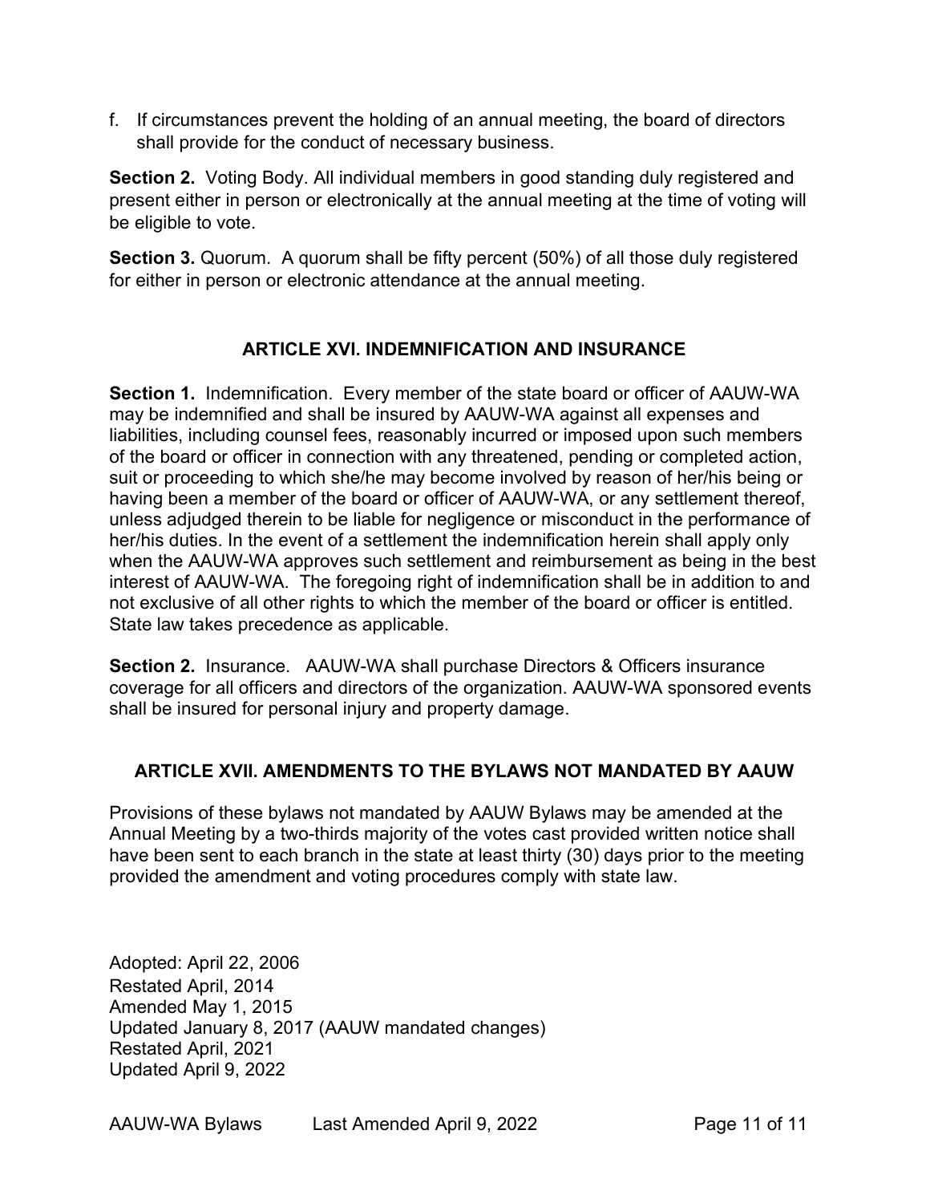f. If circumstances prevent the holding of an annual meeting, the board of directors shall provide for the conduct of necessary business.

**Section 2.** Voting Body. All individual members in good standing duly registered and present either in person or electronically at the annual meeting at the time of voting will be eligible to vote.

**Section 3.** Quorum. A quorum shall be fifty percent (50%) of all those duly registered for either in person or electronic attendance at the annual meeting.

## ARTICLE XVI. INDEMNIFICATION AND INSURANCE

**Section 1.** Indemnification. Every member of the state board or officer of AAUW-WA may be indemnified and shall be insured by AAUW-WA against all expenses and liabilities, including counsel fees, reasonably incurred or imposed upon such members of the board or officer in connection with any threatened, pending or completed action, suit or proceeding to which she/he may become involved by reason of her/his being or having been a member of the board or officer of AAUW-WA, or any settlement thereof, unless adjudged therein to be liable for negligence or misconduct in the performance of her/his duties. In the event of a settlement the indemnification herein shall apply only when the AAUW-WA approves such settlement and reimbursement as being in the best interest of AAUW-WA. The foregoing right of indemnification shall be in addition to and not exclusive of all other rights to which the member of the board or officer is entitled. State law takes precedence as applicable.

**Section 2.** Insurance. AAUW-WA shall purchase Directors & Officers insurance coverage for all officers and directors of the organization. AAUW-WA sponsored events shall be insured for personal injury and property damage.

## ARTICLE XVII. AMENDMENTS TO THE BYLAWS NOT MANDATED BY AAUW

Provisions of these bylaws not mandated by AAUW Bylaws may be amended at the Annual Meeting by a two-thirds majority of the votes cast provided written notice shall have been sent to each branch in the state at least thirty (30) days prior to the meeting provided the amendment and voting procedures comply with state law.

Adopted: April 22, 2006
Restated April, 2014
Amended May 1, 2015
Updated January 8, 2017 (AAUW mandated changes)
Restated April, 2021
Updated April 9, 2022